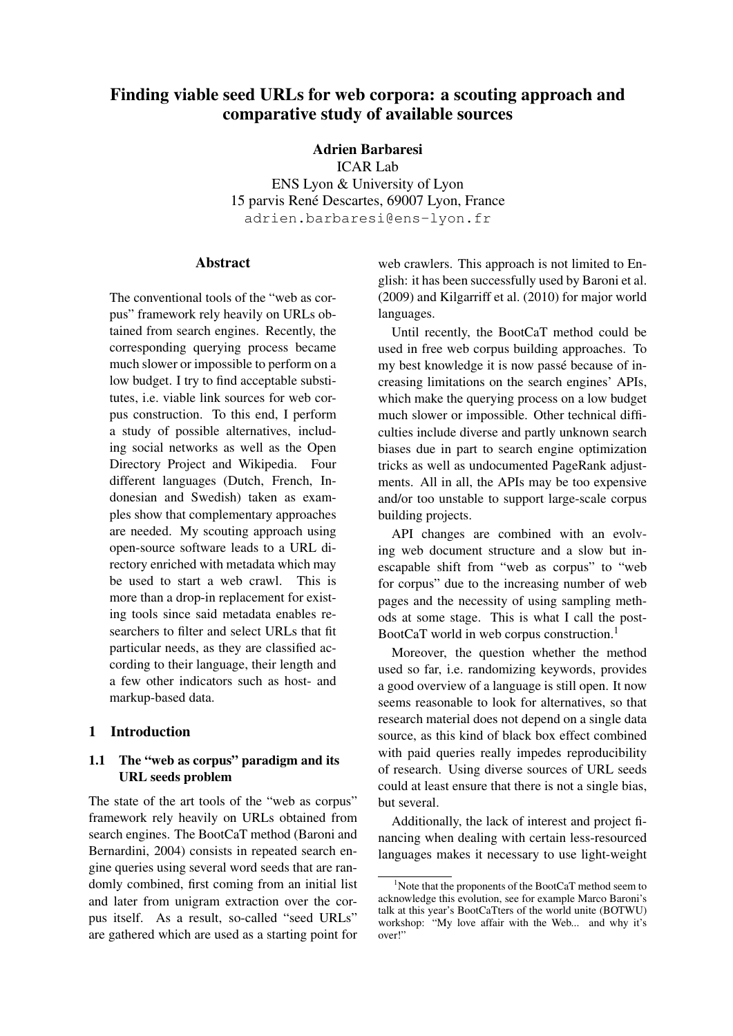# Finding viable seed URLs for web corpora: a scouting approach and comparative study of available sources

**Adrien Barbaresi**
ICAR Lab
ENS Lyon & University of Lyon
15 parvis René Descartes, 69007 Lyon, France
adrien.barbaresi@ens-lyon.fr

## Abstract

The conventional tools of the "web as corpus" framework rely heavily on URLs obtained from search engines. Recently, the corresponding querying process became much slower or impossible to perform on a low budget. I try to find acceptable substitutes, i.e. viable link sources for web corpus construction. To this end, I perform a study of possible alternatives, including social networks as well as the Open Directory Project and Wikipedia. Four different languages (Dutch, French, Indonesian and Swedish) taken as examples show that complementary approaches are needed. My scouting approach using open-source software leads to a URL directory enriched with metadata which may be used to start a web crawl. This is more than a drop-in replacement for existing tools since said metadata enables researchers to filter and select URLs that fit particular needs, as they are classified according to their language, their length and a few other indicators such as host- and markup-based data.

## 1 Introduction

### 1.1 The "web as corpus" paradigm and its URL seeds problem

The state of the art tools of the "web as corpus" framework rely heavily on URLs obtained from search engines. The BootCaT method (Baroni and Bernardini, 2004) consists in repeated search engine queries using several word seeds that are randomly combined, first coming from an initial list and later from unigram extraction over the corpus itself. As a result, so-called "seed URLs" are gathered which are used as a starting point for web crawlers. This approach is not limited to English: it has been successfully used by Baroni et al. (2009) and Kilgarriff et al. (2010) for major world languages.

Until recently, the BootCaT method could be used in free web corpus building approaches. To my best knowledge it is now passé because of increasing limitations on the search engines' APIs, which make the querying process on a low budget much slower or impossible. Other technical difficulties include diverse and partly unknown search biases due in part to search engine optimization tricks as well as undocumented PageRank adjustments. All in all, the APIs may be too expensive and/or too unstable to support large-scale corpus building projects.

API changes are combined with an evolving web document structure and a slow but inescapable shift from "web as corpus" to "web for corpus" due to the increasing number of web pages and the necessity of using sampling methods at some stage. This is what I call the post-BootCaT world in web corpus construction.[1]

Moreover, the question whether the method used so far, i.e. randomizing keywords, provides a good overview of a language is still open. It now seems reasonable to look for alternatives, so that research material does not depend on a single data source, as this kind of black box effect combined with paid queries really impedes reproducibility of research. Using diverse sources of URL seeds could at least ensure that there is not a single bias, but several.

Additionally, the lack of interest and project financing when dealing with certain less-resourced languages makes it necessary to use light-weight

[1] Note that the proponents of the BootCaT method seem to acknowledge this evolution, see for example Marco Baroni's talk at this year's BootCaTters of the world unite (BOTWU) workshop: "My love affair with the Web... and why it's over!"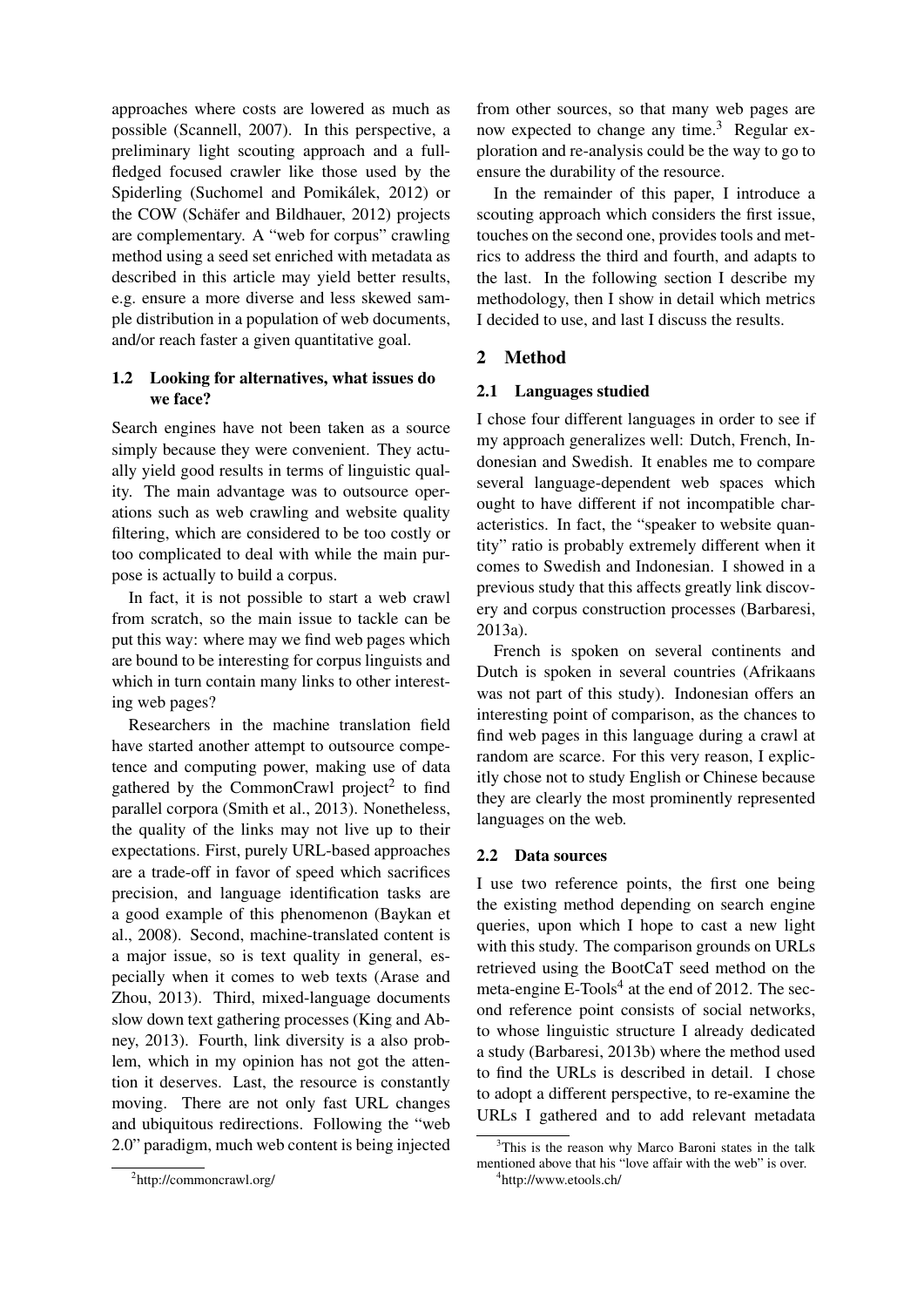approaches where costs are lowered as much as possible (Scannell, 2007). In this perspective, a preliminary light scouting approach and a full-fledged focused crawler like those used by the Spiderling (Suchomel and Pomikálek, 2012) or the COW (Schäfer and Bildhauer, 2012) projects are complementary. A "web for corpus" crawling method using a seed set enriched with metadata as described in this article may yield better results, e.g. ensure a more diverse and less skewed sample distribution in a population of web documents, and/or reach faster a given quantitative goal.

### 1.2 Looking for alternatives, what issues do we face?

Search engines have not been taken as a source simply because they were convenient. They actually yield good results in terms of linguistic quality. The main advantage was to outsource operations such as web crawling and website quality filtering, which are considered to be too costly or too complicated to deal with while the main purpose is actually to build a corpus.

In fact, it is not possible to start a web crawl from scratch, so the main issue to tackle can be put this way: where may we find web pages which are bound to be interesting for corpus linguists and which in turn contain many links to other interesting web pages?

Researchers in the machine translation field have started another attempt to outsource competence and computing power, making use of data gathered by the CommonCrawl project[2] to find parallel corpora (Smith et al., 2013). Nonetheless, the quality of the links may not live up to their expectations. First, purely URL-based approaches are a trade-off in favor of speed which sacrifices precision, and language identification tasks are a good example of this phenomenon (Baykan et al., 2008). Second, machine-translated content is a major issue, so is text quality in general, especially when it comes to web texts (Arase and Zhou, 2013). Third, mixed-language documents slow down text gathering processes (King and Abney, 2013). Fourth, link diversity is a also problem, which in my opinion has not got the attention it deserves. Last, the resource is constantly moving. There are not only fast URL changes and ubiquitous redirections. Following the "web 2.0" paradigm, much web content is being injected from other sources, so that many web pages are now expected to change any time.[3] Regular exploration and re-analysis could be the way to go to ensure the durability of the resource.

In the remainder of this paper, I introduce a scouting approach which considers the first issue, touches on the second one, provides tools and metrics to address the third and fourth, and adapts to the last. In the following section I describe my methodology, then I show in detail which metrics I decided to use, and last I discuss the results.

## 2 Method

### 2.1 Languages studied

I chose four different languages in order to see if my approach generalizes well: Dutch, French, Indonesian and Swedish. It enables me to compare several language-dependent web spaces which ought to have different if not incompatible characteristics. In fact, the "speaker to website quantity" ratio is probably extremely different when it comes to Swedish and Indonesian. I showed in a previous study that this affects greatly link discovery and corpus construction processes (Barbaresi, 2013a).

French is spoken on several continents and Dutch is spoken in several countries (Afrikaans was not part of this study). Indonesian offers an interesting point of comparison, as the chances to find web pages in this language during a crawl at random are scarce. For this very reason, I explicitly chose not to study English or Chinese because they are clearly the most prominently represented languages on the web.

### 2.2 Data sources

I use two reference points, the first one being the existing method depending on search engine queries, upon which I hope to cast a new light with this study. The comparison grounds on URLs retrieved using the BootCaT seed method on the meta-engine E-Tools[4] at the end of 2012. The second reference point consists of social networks, to whose linguistic structure I already dedicated a study (Barbaresi, 2013b) where the method used to find the URLs is described in detail. I chose to adopt a different perspective, to re-examine the URLs I gathered and to add relevant metadata

[2] http://commoncrawl.org/

[3] This is the reason why Marco Baroni states in the talk mentioned above that his "love affair with the web" is over.

[4] http://www.etools.ch/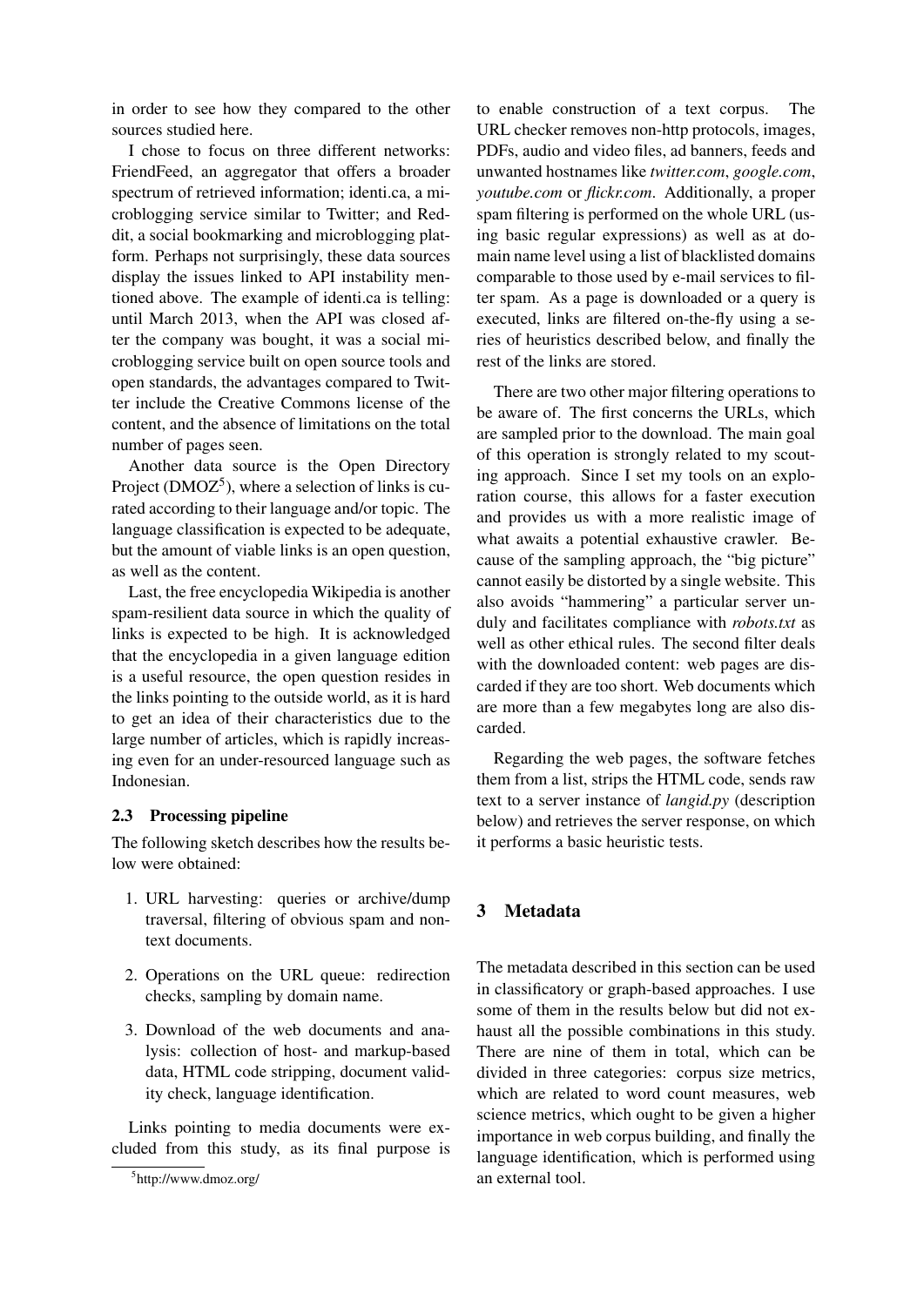in order to see how they compared to the other sources studied here.

I chose to focus on three different networks: FriendFeed, an aggregator that offers a broader spectrum of retrieved information; identi.ca, a microblogging service similar to Twitter; and Reddit, a social bookmarking and microblogging platform. Perhaps not surprisingly, these data sources display the issues linked to API instability mentioned above. The example of identi.ca is telling: until March 2013, when the API was closed after the company was bought, it was a social microblogging service built on open source tools and open standards, the advantages compared to Twitter include the Creative Commons license of the content, and the absence of limitations on the total number of pages seen.

Another data source is the Open Directory Project (DMOZ[5]), where a selection of links is curated according to their language and/or topic. The language classification is expected to be adequate, but the amount of viable links is an open question, as well as the content.

Last, the free encyclopedia Wikipedia is another spam-resilient data source in which the quality of links is expected to be high. It is acknowledged that the encyclopedia in a given language edition is a useful resource, the open question resides in the links pointing to the outside world, as it is hard to get an idea of their characteristics due to the large number of articles, which is rapidly increasing even for an under-resourced language such as Indonesian.

### 2.3 Processing pipeline

The following sketch describes how the results below were obtained:

1. URL harvesting: queries or archive/dump traversal, filtering of obvious spam and non-text documents.
2. Operations on the URL queue: redirection checks, sampling by domain name.
3. Download of the web documents and analysis: collection of host- and markup-based data, HTML code stripping, document validity check, language identification.

Links pointing to media documents were excluded from this study, as its final purpose is to enable construction of a text corpus. The URL checker removes non-http protocols, images, PDFs, audio and video files, ad banners, feeds and unwanted hostnames like *twitter.com*, *google.com*, *youtube.com* or *flickr.com*. Additionally, a proper spam filtering is performed on the whole URL (using basic regular expressions) as well as at domain name level using a list of blacklisted domains comparable to those used by e-mail services to filter spam. As a page is downloaded or a query is executed, links are filtered on-the-fly using a series of heuristics described below, and finally the rest of the links are stored.

There are two other major filtering operations to be aware of. The first concerns the URLs, which are sampled prior to the download. The main goal of this operation is strongly related to my scouting approach. Since I set my tools on an exploration course, this allows for a faster execution and provides us with a more realistic image of what awaits a potential exhaustive crawler. Because of the sampling approach, the "big picture" cannot easily be distorted by a single website. This also avoids "hammering" a particular server unduly and facilitates compliance with *robots.txt* as well as other ethical rules. The second filter deals with the downloaded content: web pages are discarded if they are too short. Web documents which are more than a few megabytes long are also discarded.

Regarding the web pages, the software fetches them from a list, strips the HTML code, sends raw text to a server instance of *langid.py* (description below) and retrieves the server response, on which it performs a basic heuristic tests.

## 3 Metadata

The metadata described in this section can be used in classificatory or graph-based approaches. I use some of them in the results below but did not exhaust all the possible combinations in this study. There are nine of them in total, which can be divided in three categories: corpus size metrics, which are related to word count measures, web science metrics, which ought to be given a higher importance in web corpus building, and finally the language identification, which is performed using an external tool.

[5] http://www.dmoz.org/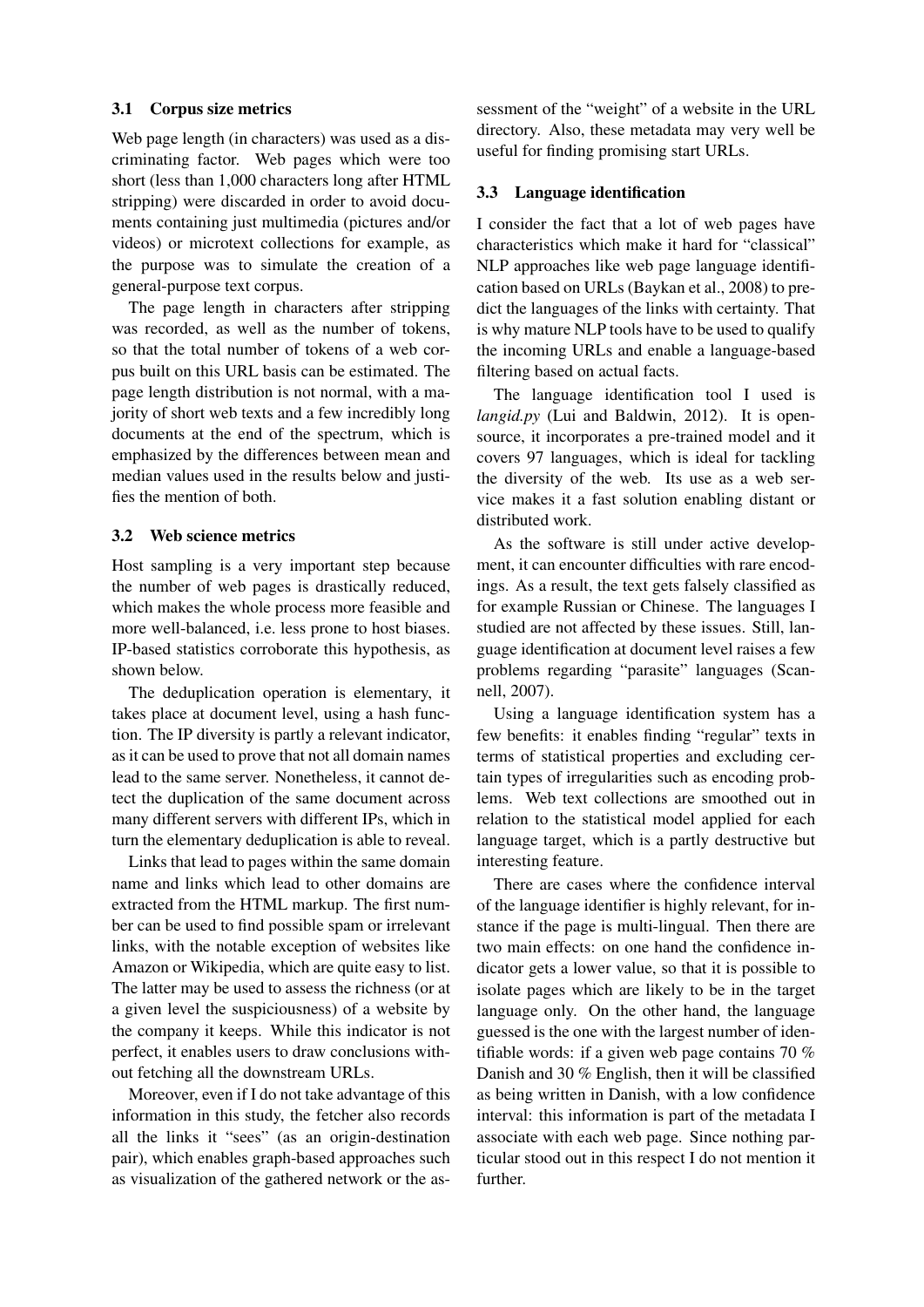### 3.1 Corpus size metrics

Web page length (in characters) was used as a discriminating factor. Web pages which were too short (less than 1,000 characters long after HTML stripping) were discarded in order to avoid documents containing just multimedia (pictures and/or videos) or microtext collections for example, as the purpose was to simulate the creation of a general-purpose text corpus.

The page length in characters after stripping was recorded, as well as the number of tokens, so that the total number of tokens of a web corpus built on this URL basis can be estimated. The page length distribution is not normal, with a majority of short web texts and a few incredibly long documents at the end of the spectrum, which is emphasized by the differences between mean and median values used in the results below and justifies the mention of both.

### 3.2 Web science metrics

Host sampling is a very important step because the number of web pages is drastically reduced, which makes the whole process more feasible and more well-balanced, i.e. less prone to host biases. IP-based statistics corroborate this hypothesis, as shown below.

The deduplication operation is elementary, it takes place at document level, using a hash function. The IP diversity is partly a relevant indicator, as it can be used to prove that not all domain names lead to the same server. Nonetheless, it cannot detect the duplication of the same document across many different servers with different IPs, which in turn the elementary deduplication is able to reveal.

Links that lead to pages within the same domain name and links which lead to other domains are extracted from the HTML markup. The first number can be used to find possible spam or irrelevant links, with the notable exception of websites like Amazon or Wikipedia, which are quite easy to list. The latter may be used to assess the richness (or at a given level the suspiciousness) of a website by the company it keeps. While this indicator is not perfect, it enables users to draw conclusions without fetching all the downstream URLs.

Moreover, even if I do not take advantage of this information in this study, the fetcher also records all the links it "sees" (as an origin-destination pair), which enables graph-based approaches such as visualization of the gathered network or the assessment of the "weight" of a website in the URL directory. Also, these metadata may very well be useful for finding promising start URLs.

### 3.3 Language identification

I consider the fact that a lot of web pages have characteristics which make it hard for "classical" NLP approaches like web page language identification based on URLs (Baykan et al., 2008) to predict the languages of the links with certainty. That is why mature NLP tools have to be used to qualify the incoming URLs and enable a language-based filtering based on actual facts.

The language identification tool I used is *langid.py* (Lui and Baldwin, 2012). It is open-source, it incorporates a pre-trained model and it covers 97 languages, which is ideal for tackling the diversity of the web. Its use as a web service makes it a fast solution enabling distant or distributed work.

As the software is still under active development, it can encounter difficulties with rare encodings. As a result, the text gets falsely classified as for example Russian or Chinese. The languages I studied are not affected by these issues. Still, language identification at document level raises a few problems regarding "parasite" languages (Scannell, 2007).

Using a language identification system has a few benefits: it enables finding "regular" texts in terms of statistical properties and excluding certain types of irregularities such as encoding problems. Web text collections are smoothed out in relation to the statistical model applied for each language target, which is a partly destructive but interesting feature.

There are cases where the confidence interval of the language identifier is highly relevant, for instance if the page is multi-lingual. Then there are two main effects: on one hand the confidence indicator gets a lower value, so that it is possible to isolate pages which are likely to be in the target language only. On the other hand, the language guessed is the one with the largest number of identifiable words: if a given web page contains 70 % Danish and 30 % English, then it will be classified as being written in Danish, with a low confidence interval: this information is part of the metadata I associate with each web page. Since nothing particular stood out in this respect I do not mention it further.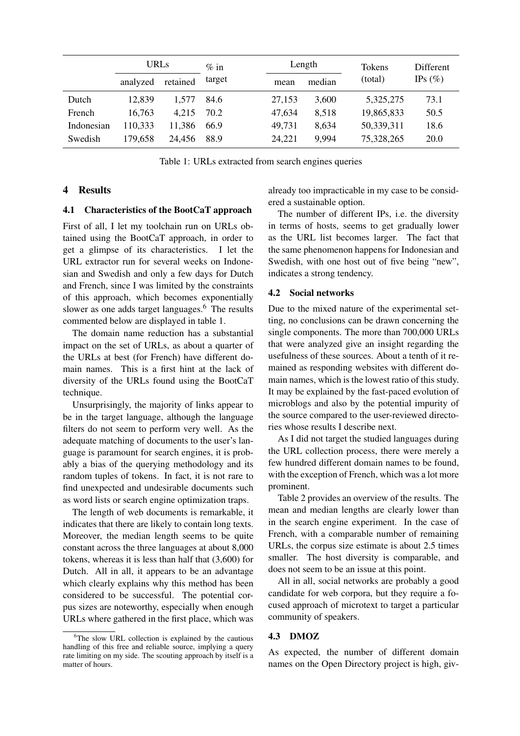|  | URLs |  | % in target | Length |  | Tokens (total) | Different IPs (%) |
|---|---|---|---|---|---|---|---|
|  | analyzed | retained |  | mean | median |  |  |
| Dutch | 12,839 | 1,577 | 84.6 | 27,153 | 3,600 | 5,325,275 | 73.1 |
| French | 16,763 | 4,215 | 70.2 | 47,634 | 8,518 | 19,865,833 | 50.5 |
| Indonesian | 110,333 | 11,386 | 66.9 | 49,731 | 8,634 | 50,339,311 | 18.6 |
| Swedish | 179,658 | 24,456 | 88.9 | 24,221 | 9,994 | 75,328,265 | 20.0 |

Table 1: URLs extracted from search engines queries

## 4 Results

### 4.1 Characteristics of the BootCaT approach

First of all, I let my toolchain run on URLs obtained using the BootCaT approach, in order to get a glimpse of its characteristics. I let the URL extractor run for several weeks on Indonesian and Swedish and only a few days for Dutch and French, since I was limited by the constraints of this approach, which becomes exponentially slower as one adds target languages.[6] The results commented below are displayed in table 1.

The domain name reduction has a substantial impact on the set of URLs, as about a quarter of the URLs at best (for French) have different domain names. This is a first hint at the lack of diversity of the URLs found using the BootCaT technique.

Unsurprisingly, the majority of links appear to be in the target language, although the language filters do not seem to perform very well. As the adequate matching of documents to the user's language is paramount for search engines, it is probably a bias of the querying methodology and its random tuples of tokens. In fact, it is not rare to find unexpected and undesirable documents such as word lists or search engine optimization traps.

The length of web documents is remarkable, it indicates that there are likely to contain long texts. Moreover, the median length seems to be quite constant across the three languages at about 8,000 tokens, whereas it is less than half that (3,600) for Dutch. All in all, it appears to be an advantage which clearly explains why this method has been considered to be successful. The potential corpus sizes are noteworthy, especially when enough URLs where gathered in the first place, which was already too impracticable in my case to be considered a sustainable option.

The number of different IPs, i.e. the diversity in terms of hosts, seems to get gradually lower as the URL list becomes larger. The fact that the same phenomenon happens for Indonesian and Swedish, with one host out of five being "new", indicates a strong tendency.

### 4.2 Social networks

Due to the mixed nature of the experimental setting, no conclusions can be drawn concerning the single components. The more than 700,000 URLs that were analyzed give an insight regarding the usefulness of these sources. About a tenth of it remained as responding websites with different domain names, which is the lowest ratio of this study. It may be explained by the fast-paced evolution of microblogs and also by the potential impurity of the source compared to the user-reviewed directories whose results I describe next.

As I did not target the studied languages during the URL collection process, there were merely a few hundred different domain names to be found, with the exception of French, which was a lot more prominent.

Table 2 provides an overview of the results. The mean and median lengths are clearly lower than in the search engine experiment. In the case of French, with a comparable number of remaining URLs, the corpus size estimate is about 2.5 times smaller. The host diversity is comparable, and does not seem to be an issue at this point.

All in all, social networks are probably a good candidate for web corpora, but they require a focused approach of microtext to target a particular community of speakers.

### 4.3 DMOZ

As expected, the number of different domain names on the Open Directory project is high, giv-

[6] The slow URL collection is explained by the cautious handling of this free and reliable source, implying a query rate limiting on my side. The scouting approach by itself is a matter of hours.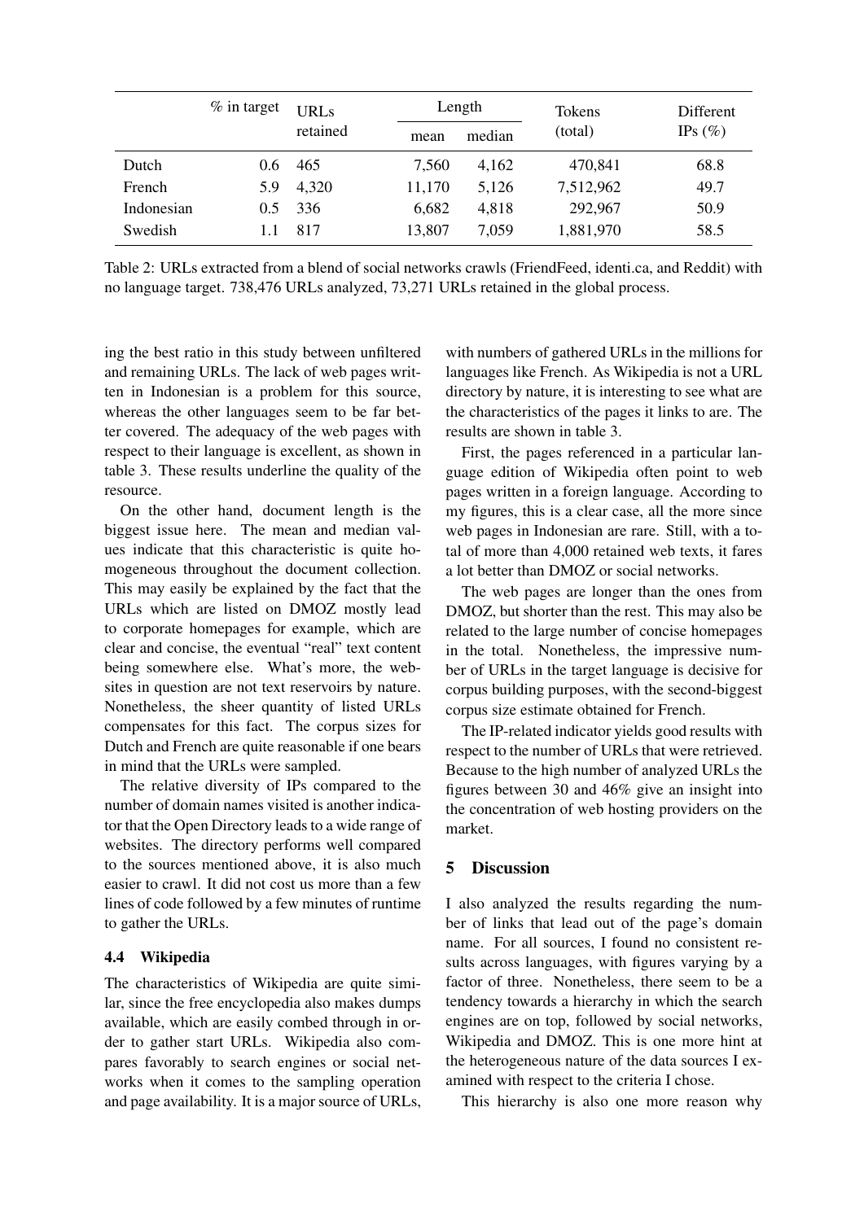|  | % in target | URLs retained | Length |  | Tokens (total) | Different IPs (%) |
|---|---|---|---|---|---|---|
|  |  |  | mean | median |  |  |
| Dutch | 0.6 | 465 | 7,560 | 4,162 | 470,841 | 68.8 |
| French | 5.9 | 4,320 | 11,170 | 5,126 | 7,512,962 | 49.7 |
| Indonesian | 0.5 | 336 | 6,682 | 4,818 | 292,967 | 50.9 |
| Swedish | 1.1 | 817 | 13,807 | 7,059 | 1,881,970 | 58.5 |

Table 2: URLs extracted from a blend of social networks crawls (FriendFeed, identi.ca, and Reddit) with no language target. 738,476 URLs analyzed, 73,271 URLs retained in the global process.

ing the best ratio in this study between unfiltered and remaining URLs. The lack of web pages written in Indonesian is a problem for this source, whereas the other languages seem to be far better covered. The adequacy of the web pages with respect to their language is excellent, as shown in table 3. These results underline the quality of the resource.

On the other hand, document length is the biggest issue here. The mean and median values indicate that this characteristic is quite homogeneous throughout the document collection. This may easily be explained by the fact that the URLs which are listed on DMOZ mostly lead to corporate homepages for example, which are clear and concise, the eventual "real" text content being somewhere else. What's more, the websites in question are not text reservoirs by nature. Nonetheless, the sheer quantity of listed URLs compensates for this fact. The corpus sizes for Dutch and French are quite reasonable if one bears in mind that the URLs were sampled.

The relative diversity of IPs compared to the number of domain names visited is another indicator that the Open Directory leads to a wide range of websites. The directory performs well compared to the sources mentioned above, it is also much easier to crawl. It did not cost us more than a few lines of code followed by a few minutes of runtime to gather the URLs.

### 4.4 Wikipedia

The characteristics of Wikipedia are quite similar, since the free encyclopedia also makes dumps available, which are easily combed through in order to gather start URLs. Wikipedia also compares favorably to search engines or social networks when it comes to the sampling operation and page availability. It is a major source of URLs, with numbers of gathered URLs in the millions for languages like French. As Wikipedia is not a URL directory by nature, it is interesting to see what are the characteristics of the pages it links to are. The results are shown in table 3.

First, the pages referenced in a particular language edition of Wikipedia often point to web pages written in a foreign language. According to my figures, this is a clear case, all the more since web pages in Indonesian are rare. Still, with a total of more than 4,000 retained web texts, it fares a lot better than DMOZ or social networks.

The web pages are longer than the ones from DMOZ, but shorter than the rest. This may also be related to the large number of concise homepages in the total. Nonetheless, the impressive number of URLs in the target language is decisive for corpus building purposes, with the second-biggest corpus size estimate obtained for French.

The IP-related indicator yields good results with respect to the number of URLs that were retrieved. Because to the high number of analyzed URLs the figures between 30 and 46% give an insight into the concentration of web hosting providers on the market.

## 5 Discussion

I also analyzed the results regarding the number of links that lead out of the page's domain name. For all sources, I found no consistent results across languages, with figures varying by a factor of three. Nonetheless, there seem to be a tendency towards a hierarchy in which the search engines are on top, followed by social networks, Wikipedia and DMOZ. This is one more hint at the heterogeneous nature of the data sources I examined with respect to the criteria I chose.

This hierarchy is also one more reason why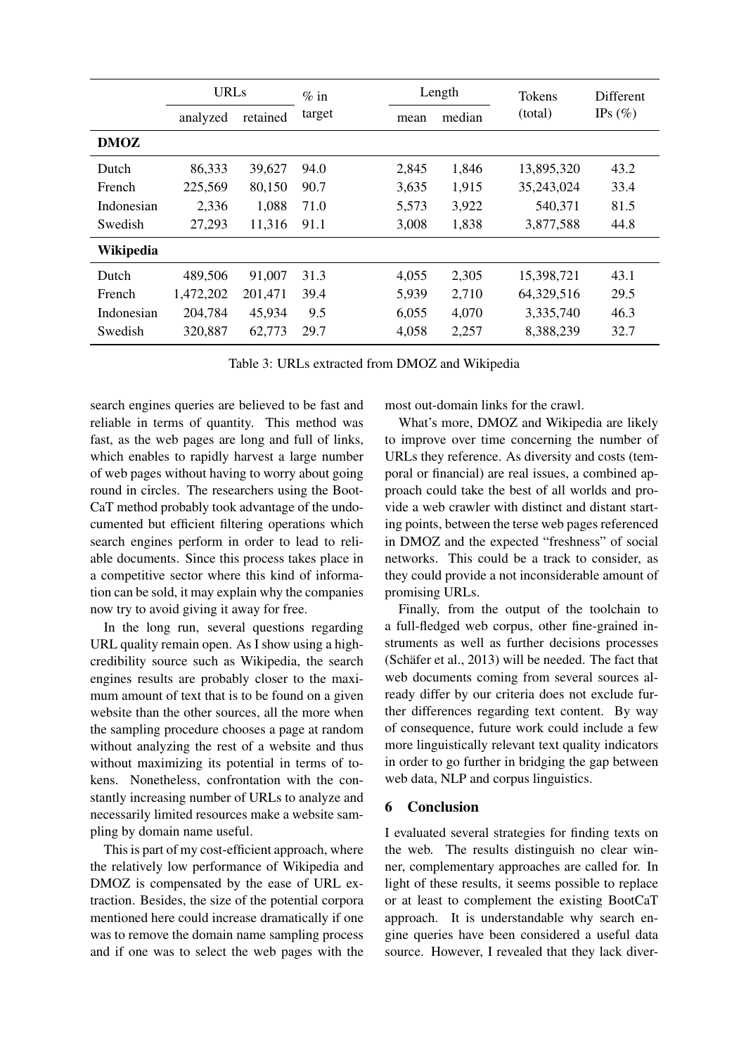| | URLs | | % in target | Length | | Tokens (total) | Different IPs (%) |
|---|---|---|---|---|---|---|---|
| | analyzed | retained | | mean | median | | |
| **DMOZ** | | | | | | | |
| Dutch | 86,333 | 39,627 | 94.0 | 2,845 | 1,846 | 13,895,320 | 43.2 |
| French | 225,569 | 80,150 | 90.7 | 3,635 | 1,915 | 35,243,024 | 33.4 |
| Indonesian | 2,336 | 1,088 | 71.0 | 5,573 | 3,922 | 540,371 | 81.5 |
| Swedish | 27,293 | 11,316 | 91.1 | 3,008 | 1,838 | 3,877,588 | 44.8 |
| **Wikipedia** | | | | | | | |
| Dutch | 489,506 | 91,007 | 31.3 | 4,055 | 2,305 | 15,398,721 | 43.1 |
| French | 1,472,202 | 201,471 | 39.4 | 5,939 | 2,710 | 64,329,516 | 29.5 |
| Indonesian | 204,784 | 45,934 | 9.5 | 6,055 | 4,070 | 3,335,740 | 46.3 |
| Swedish | 320,887 | 62,773 | 29.7 | 4,058 | 2,257 | 8,388,239 | 32.7 |

Table 3: URLs extracted from DMOZ and Wikipedia

search engines queries are believed to be fast and reliable in terms of quantity. This method was fast, as the web pages are long and full of links, which enables to rapidly harvest a large number of web pages without having to worry about going round in circles. The researchers using the BootCaT method probably took advantage of the undocumented but efficient filtering operations which search engines perform in order to lead to reliable documents. Since this process takes place in a competitive sector where this kind of information can be sold, it may explain why the companies now try to avoid giving it away for free.

In the long run, several questions regarding URL quality remain open. As I show using a high-credibility source such as Wikipedia, the search engines results are probably closer to the maximum amount of text that is to be found on a given website than the other sources, all the more when the sampling procedure chooses a page at random without analyzing the rest of a website and thus without maximizing its potential in terms of tokens. Nonetheless, confrontation with the constantly increasing number of URLs to analyze and necessarily limited resources make a website sampling by domain name useful.

This is part of my cost-efficient approach, where the relatively low performance of Wikipedia and DMOZ is compensated by the ease of URL extraction. Besides, the size of the potential corpora mentioned here could increase dramatically if one was to remove the domain name sampling process and if one was to select the web pages with the most out-domain links for the crawl.

What's more, DMOZ and Wikipedia are likely to improve over time concerning the number of URLs they reference. As diversity and costs (temporal or financial) are real issues, a combined approach could take the best of all worlds and provide a web crawler with distinct and distant starting points, between the terse web pages referenced in DMOZ and the expected "freshness" of social networks. This could be a track to consider, as they could provide a not inconsiderable amount of promising URLs.

Finally, from the output of the toolchain to a full-fledged web corpus, other fine-grained instruments as well as further decisions processes (Schäfer et al., 2013) will be needed. The fact that web documents coming from several sources already differ by our criteria does not exclude further differences regarding text content. By way of consequence, future work could include a few more linguistically relevant text quality indicators in order to go further in bridging the gap between web data, NLP and corpus linguistics.

## 6 Conclusion

I evaluated several strategies for finding texts on the web. The results distinguish no clear winner, complementary approaches are called for. In light of these results, it seems possible to replace or at least to complement the existing BootCaT approach. It is understandable why search engine queries have been considered a useful data source. However, I revealed that they lack diver-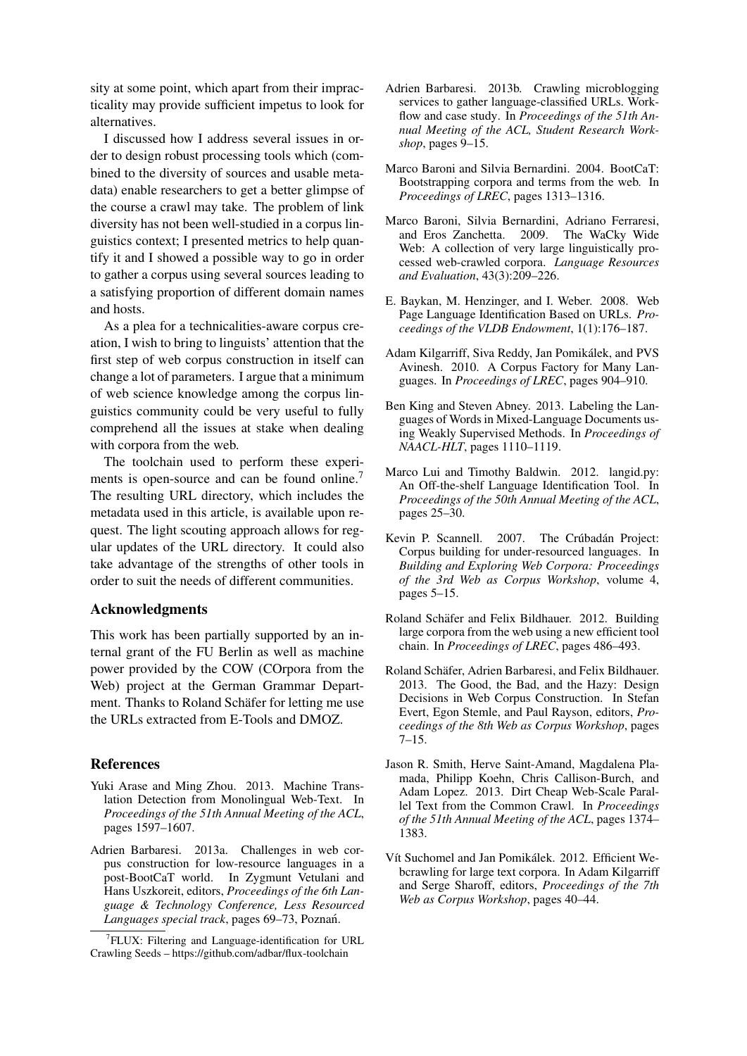sity at some point, which apart from their impracticality may provide sufficient impetus to look for alternatives.

I discussed how I address several issues in order to design robust processing tools which (combined to the diversity of sources and usable metadata) enable researchers to get a better glimpse of the course a crawl may take. The problem of link diversity has not been well-studied in a corpus linguistics context; I presented metrics to help quantify it and I showed a possible way to go in order to gather a corpus using several sources leading to a satisfying proportion of different domain names and hosts.

As a plea for a technicalities-aware corpus creation, I wish to bring to linguists' attention that the first step of web corpus construction in itself can change a lot of parameters. I argue that a minimum of web science knowledge among the corpus linguistics community could be very useful to fully comprehend all the issues at stake when dealing with corpora from the web.

The toolchain used to perform these experiments is open-source and can be found online.[7] The resulting URL directory, which includes the metadata used in this article, is available upon request. The light scouting approach allows for regular updates of the URL directory. It could also take advantage of the strengths of other tools in order to suit the needs of different communities.

## Acknowledgments

This work has been partially supported by an internal grant of the FU Berlin as well as machine power provided by the COW (COrpora from the Web) project at the German Grammar Department. Thanks to Roland Schäfer for letting me use the URLs extracted from E-Tools and DMOZ.

## References

Yuki Arase and Ming Zhou. 2013. Machine Translation Detection from Monolingual Web-Text. In *Proceedings of the 51th Annual Meeting of the ACL*, pages 1597–1607.

Adrien Barbaresi. 2013a. Challenges in web corpus construction for low-resource languages in a post-BootCaT world. In Zygmunt Vetulani and Hans Uszkoreit, editors, *Proceedings of the 6th Language & Technology Conference, Less Resourced Languages special track*, pages 69–73, Poznań.

Adrien Barbaresi. 2013b. Crawling microblogging services to gather language-classified URLs. Workflow and case study. In *Proceedings of the 51th Annual Meeting of the ACL, Student Research Workshop*, pages 9–15.

Marco Baroni and Silvia Bernardini. 2004. BootCaT: Bootstrapping corpora and terms from the web. In *Proceedings of LREC*, pages 1313–1316.

Marco Baroni, Silvia Bernardini, Adriano Ferraresi, and Eros Zanchetta. 2009. The WaCky Wide Web: A collection of very large linguistically processed web-crawled corpora. *Language Resources and Evaluation*, 43(3):209–226.

E. Baykan, M. Henzinger, and I. Weber. 2008. Web Page Language Identification Based on URLs. *Proceedings of the VLDB Endowment*, 1(1):176–187.

Adam Kilgarriff, Siva Reddy, Jan Pomikálek, and PVS Avinesh. 2010. A Corpus Factory for Many Languages. In *Proceedings of LREC*, pages 904–910.

Ben King and Steven Abney. 2013. Labeling the Languages of Words in Mixed-Language Documents using Weakly Supervised Methods. In *Proceedings of NAACL-HLT*, pages 1110–1119.

Marco Lui and Timothy Baldwin. 2012. langid.py: An Off-the-shelf Language Identification Tool. In *Proceedings of the 50th Annual Meeting of the ACL*, pages 25–30.

Kevin P. Scannell. 2007. The Crúbadán Project: Corpus building for under-resourced languages. In *Building and Exploring Web Corpora: Proceedings of the 3rd Web as Corpus Workshop*, volume 4, pages 5–15.

Roland Schäfer and Felix Bildhauer. 2012. Building large corpora from the web using a new efficient tool chain. In *Proceedings of LREC*, pages 486–493.

Roland Schäfer, Adrien Barbaresi, and Felix Bildhauer. 2013. The Good, the Bad, and the Hazy: Design Decisions in Web Corpus Construction. In Stefan Evert, Egon Stemle, and Paul Rayson, editors, *Proceedings of the 8th Web as Corpus Workshop*, pages 7–15.

Jason R. Smith, Herve Saint-Amand, Magdalena Plamada, Philipp Koehn, Chris Callison-Burch, and Adam Lopez. 2013. Dirt Cheap Web-Scale Parallel Text from the Common Crawl. In *Proceedings of the 51th Annual Meeting of the ACL*, pages 1374–1383.

Vít Suchomel and Jan Pomikálek. 2012. Efficient Webcrawling for large text corpora. In Adam Kilgarriff and Serge Sharoff, editors, *Proceedings of the 7th Web as Corpus Workshop*, pages 40–44.

[7] FLUX: Filtering and Language-identification for URL Crawling Seeds – https://github.com/adbar/flux-toolchain